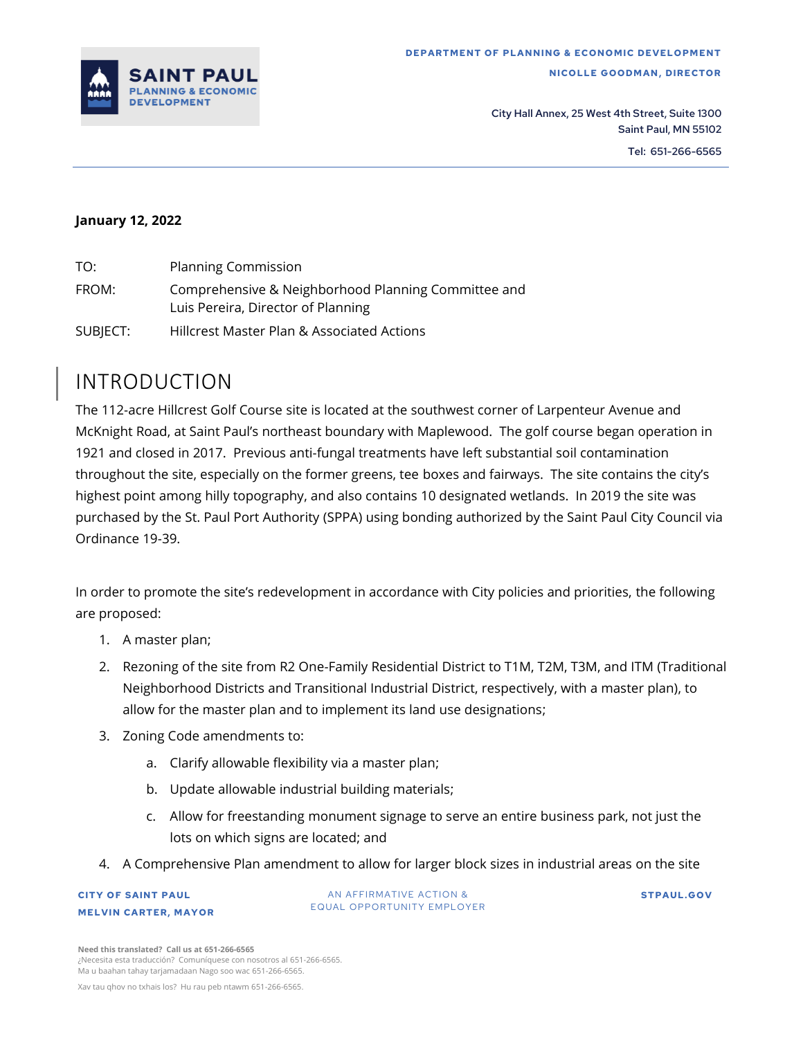**DEPARTMENT OF PLANNING & ECONOMIC DEVELOPMENT**

**NICOLLE GOODMAN, DIRECTOR**

City Hall Annex, 25 West 4th Street, Suite 1300
Saint Paul, MN 55102

Tel: 651-266-6565

**January 12, 2022**

TO: Planning Commission

FROM: Comprehensive & Neighborhood Planning Committee and Luis Pereira, Director of Planning

SUBJECT: Hillcrest Master Plan & Associated Actions

# INTRODUCTION

The 112-acre Hillcrest Golf Course site is located at the southwest corner of Larpenteur Avenue and McKnight Road, at Saint Paul's northeast boundary with Maplewood. The golf course began operation in 1921 and closed in 2017. Previous anti-fungal treatments have left substantial soil contamination throughout the site, especially on the former greens, tee boxes and fairways. The site contains the city's highest point among hilly topography, and also contains 10 designated wetlands. In 2019 the site was purchased by the St. Paul Port Authority (SPPA) using bonding authorized by the Saint Paul City Council via Ordinance 19-39.

In order to promote the site's redevelopment in accordance with City policies and priorities, the following are proposed:

1. A master plan;
2. Rezoning of the site from R2 One-Family Residential District to T1M, T2M, T3M, and ITM (Traditional Neighborhood Districts and Transitional Industrial District, respectively, with a master plan), to allow for the master plan and to implement its land use designations;
3. Zoning Code amendments to:
   a. Clarify allowable flexibility via a master plan;
   b. Update allowable industrial building materials;
   c. Allow for freestanding monument signage to serve an entire business park, not just the lots on which signs are located; and
4. A Comprehensive Plan amendment to allow for larger block sizes in industrial areas on the site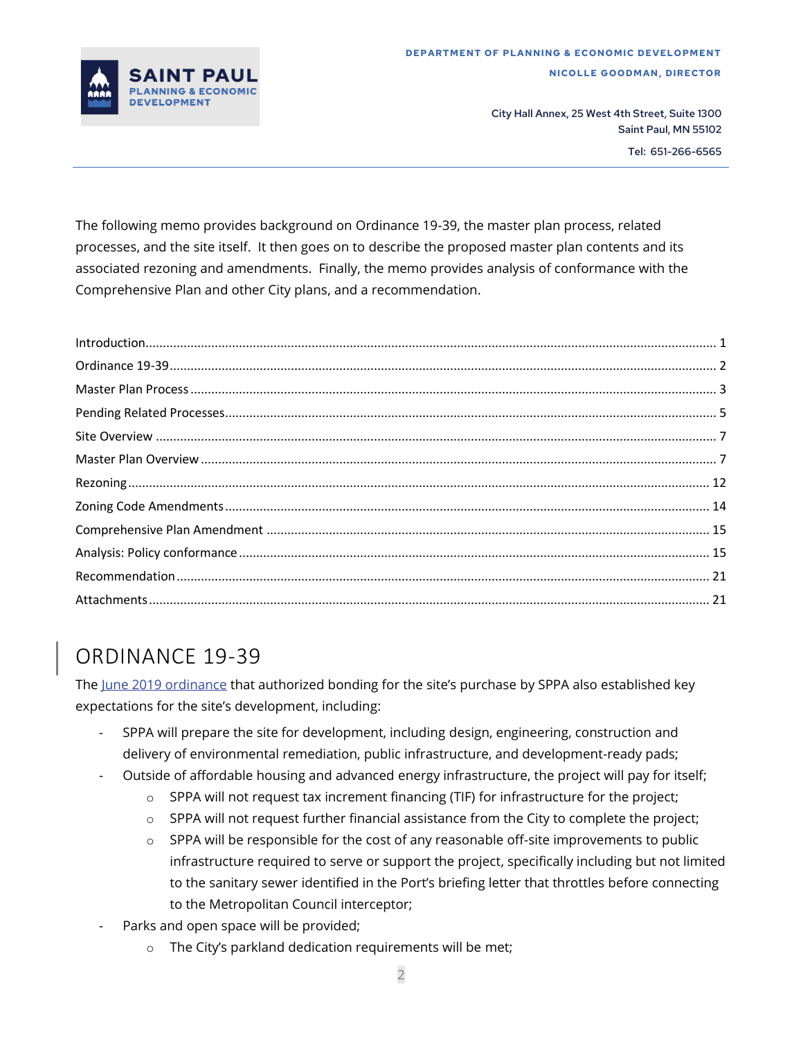The following memo provides background on Ordinance 19-39, the master plan process, related processes, and the site itself. It then goes on to describe the proposed master plan contents and its associated rezoning and amendments. Finally, the memo provides analysis of conformance with the Comprehensive Plan and other City plans, and a recommendation.

| | |
|---|---|
| Introduction | 1 |
| Ordinance 19-39 | 2 |
| Master Plan Process | 3 |
| Pending Related Processes | 5 |
| Site Overview | 7 |
| Master Plan Overview | 7 |
| Rezoning | 12 |
| Zoning Code Amendments | 14 |
| Comprehensive Plan Amendment | 15 |
| Analysis: Policy conformance | 15 |
| Recommendation | 21 |
| Attachments | 21 |

# ORDINANCE 19-39

The June 2019 ordinance that authorized bonding for the site's purchase by SPPA also established key expectations for the site's development, including:

- SPPA will prepare the site for development, including design, engineering, construction and delivery of environmental remediation, public infrastructure, and development-ready pads;
- Outside of affordable housing and advanced energy infrastructure, the project will pay for itself;
  - SPPA will not request tax increment financing (TIF) for infrastructure for the project;
  - SPPA will not request further financial assistance from the City to complete the project;
  - SPPA will be responsible for the cost of any reasonable off-site improvements to public infrastructure required to serve or support the project, specifically including but not limited to the sanitary sewer identified in the Port's briefing letter that throttles before connecting to the Metropolitan Council interceptor;
- Parks and open space will be provided;
  - The City's parkland dedication requirements will be met;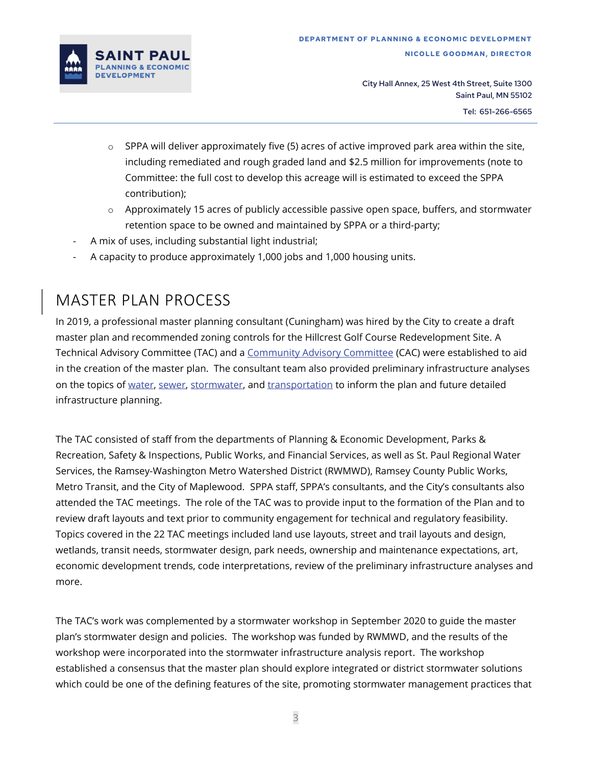- SPPA will deliver approximately five (5) acres of active improved park area within the site, including remediated and rough graded land and $2.5 million for improvements (note to Committee: the full cost to develop this acreage will is estimated to exceed the SPPA contribution);
  - Approximately 15 acres of publicly accessible passive open space, buffers, and stormwater retention space to be owned and maintained by SPPA or a third-party;
- A mix of uses, including substantial light industrial;
- A capacity to produce approximately 1,000 jobs and 1,000 housing units.

# MASTER PLAN PROCESS

In 2019, a professional master planning consultant (Cuningham) was hired by the City to create a draft master plan and recommended zoning controls for the Hillcrest Golf Course Redevelopment Site. A Technical Advisory Committee (TAC) and a Community Advisory Committee (CAC) were established to aid in the creation of the master plan. The consultant team also provided preliminary infrastructure analyses on the topics of water, sewer, stormwater, and transportation to inform the plan and future detailed infrastructure planning.

The TAC consisted of staff from the departments of Planning & Economic Development, Parks & Recreation, Safety & Inspections, Public Works, and Financial Services, as well as St. Paul Regional Water Services, the Ramsey-Washington Metro Watershed District (RWMWD), Ramsey County Public Works, Metro Transit, and the City of Maplewood. SPPA staff, SPPA's consultants, and the City's consultants also attended the TAC meetings. The role of the TAC was to provide input to the formation of the Plan and to review draft layouts and text prior to community engagement for technical and regulatory feasibility. Topics covered in the 22 TAC meetings included land use layouts, street and trail layouts and design, wetlands, transit needs, stormwater design, park needs, ownership and maintenance expectations, art, economic development trends, code interpretations, review of the preliminary infrastructure analyses and more.

The TAC's work was complemented by a stormwater workshop in September 2020 to guide the master plan's stormwater design and policies. The workshop was funded by RWMWD, and the results of the workshop were incorporated into the stormwater infrastructure analysis report. The workshop established a consensus that the master plan should explore integrated or district stormwater solutions which could be one of the defining features of the site, promoting stormwater management practices that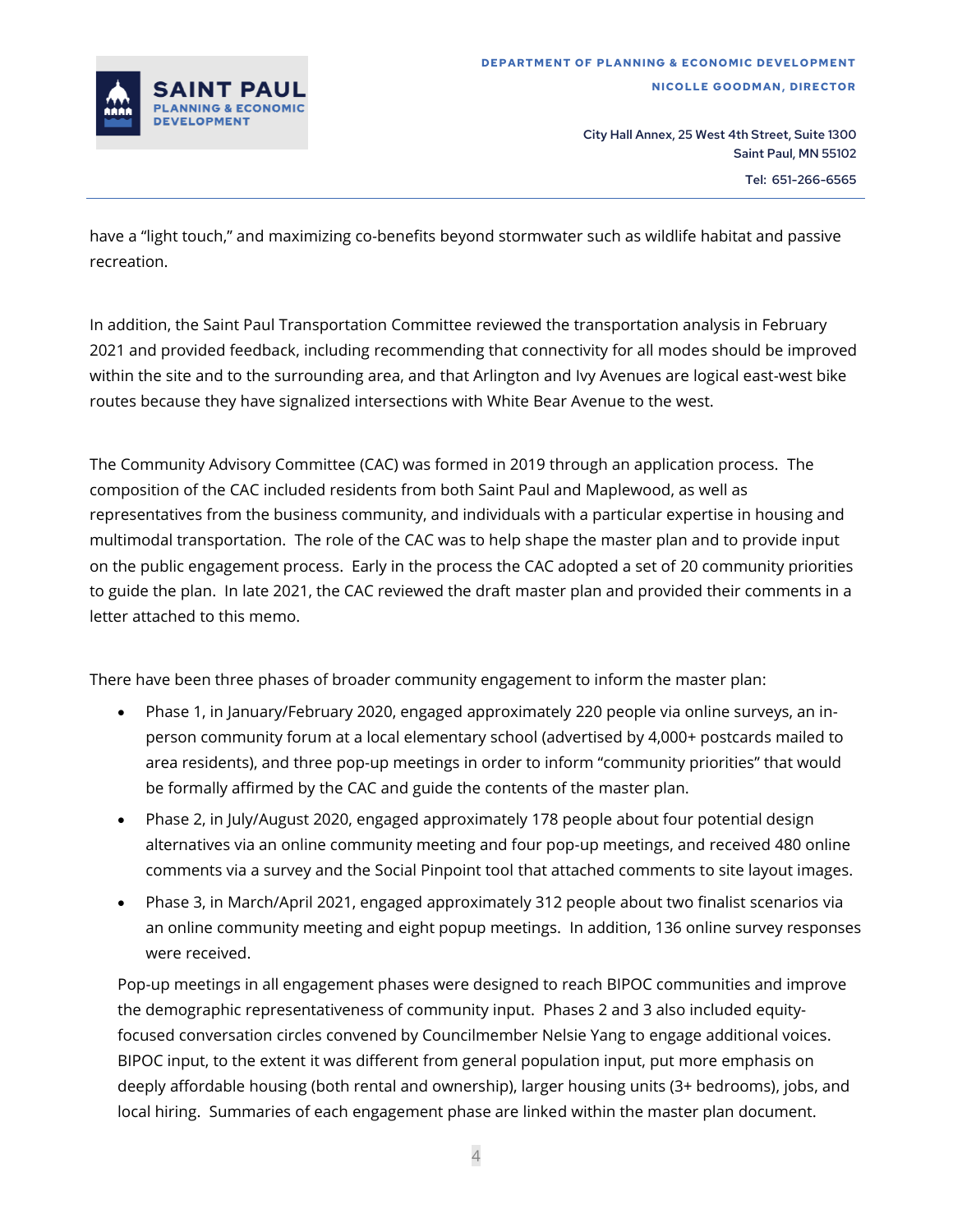have a "light touch," and maximizing co-benefits beyond stormwater such as wildlife habitat and passive recreation.

In addition, the Saint Paul Transportation Committee reviewed the transportation analysis in February 2021 and provided feedback, including recommending that connectivity for all modes should be improved within the site and to the surrounding area, and that Arlington and Ivy Avenues are logical east-west bike routes because they have signalized intersections with White Bear Avenue to the west.

The Community Advisory Committee (CAC) was formed in 2019 through an application process. The composition of the CAC included residents from both Saint Paul and Maplewood, as well as representatives from the business community, and individuals with a particular expertise in housing and multimodal transportation. The role of the CAC was to help shape the master plan and to provide input on the public engagement process. Early in the process the CAC adopted a set of 20 community priorities to guide the plan. In late 2021, the CAC reviewed the draft master plan and provided their comments in a letter attached to this memo.

There have been three phases of broader community engagement to inform the master plan:

- Phase 1, in January/February 2020, engaged approximately 220 people via online surveys, an in-person community forum at a local elementary school (advertised by 4,000+ postcards mailed to area residents), and three pop-up meetings in order to inform "community priorities" that would be formally affirmed by the CAC and guide the contents of the master plan.
- Phase 2, in July/August 2020, engaged approximately 178 people about four potential design alternatives via an online community meeting and four pop-up meetings, and received 480 online comments via a survey and the Social Pinpoint tool that attached comments to site layout images.
- Phase 3, in March/April 2021, engaged approximately 312 people about two finalist scenarios via an online community meeting and eight popup meetings. In addition, 136 online survey responses were received.

Pop-up meetings in all engagement phases were designed to reach BIPOC communities and improve the demographic representativeness of community input. Phases 2 and 3 also included equity-focused conversation circles convened by Councilmember Nelsie Yang to engage additional voices. BIPOC input, to the extent it was different from general population input, put more emphasis on deeply affordable housing (both rental and ownership), larger housing units (3+ bedrooms), jobs, and local hiring. Summaries of each engagement phase are linked within the master plan document.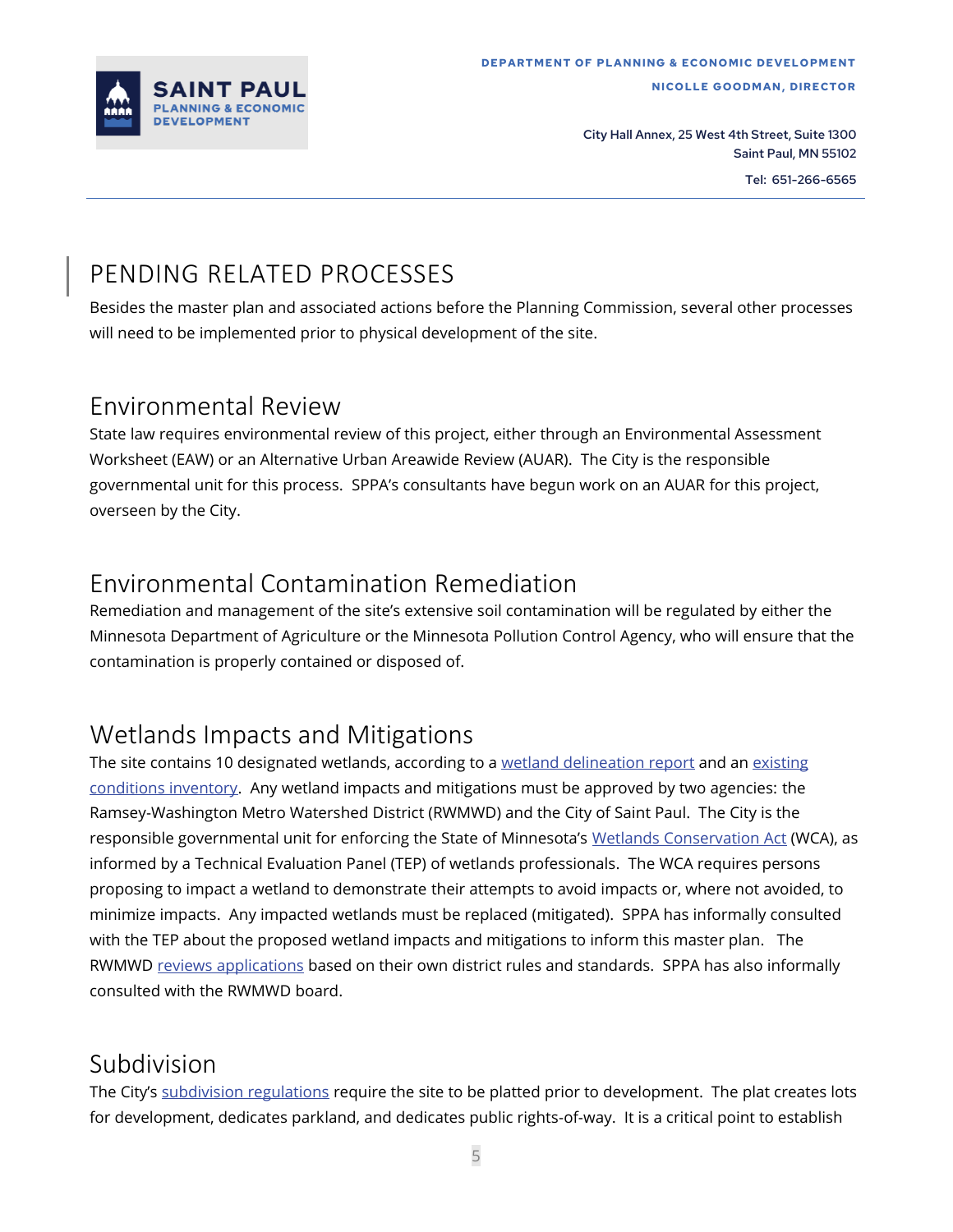# PENDING RELATED PROCESSES

Besides the master plan and associated actions before the Planning Commission, several other processes will need to be implemented prior to physical development of the site.

## Environmental Review

State law requires environmental review of this project, either through an Environmental Assessment Worksheet (EAW) or an Alternative Urban Areawide Review (AUAR). The City is the responsible governmental unit for this process. SPPA's consultants have begun work on an AUAR for this project, overseen by the City.

## Environmental Contamination Remediation

Remediation and management of the site's extensive soil contamination will be regulated by either the Minnesota Department of Agriculture or the Minnesota Pollution Control Agency, who will ensure that the contamination is properly contained or disposed of.

## Wetlands Impacts and Mitigations

The site contains 10 designated wetlands, according to a wetland delineation report and an existing conditions inventory. Any wetland impacts and mitigations must be approved by two agencies: the Ramsey-Washington Metro Watershed District (RWMWD) and the City of Saint Paul. The City is the responsible governmental unit for enforcing the State of Minnesota's Wetlands Conservation Act (WCA), as informed by a Technical Evaluation Panel (TEP) of wetlands professionals. The WCA requires persons proposing to impact a wetland to demonstrate their attempts to avoid impacts or, where not avoided, to minimize impacts. Any impacted wetlands must be replaced (mitigated). SPPA has informally consulted with the TEP about the proposed wetland impacts and mitigations to inform this master plan. The RWMWD reviews applications based on their own district rules and standards. SPPA has also informally consulted with the RWMWD board.

## Subdivision

The City's subdivision regulations require the site to be platted prior to development. The plat creates lots for development, dedicates parkland, and dedicates public rights-of-way. It is a critical point to establish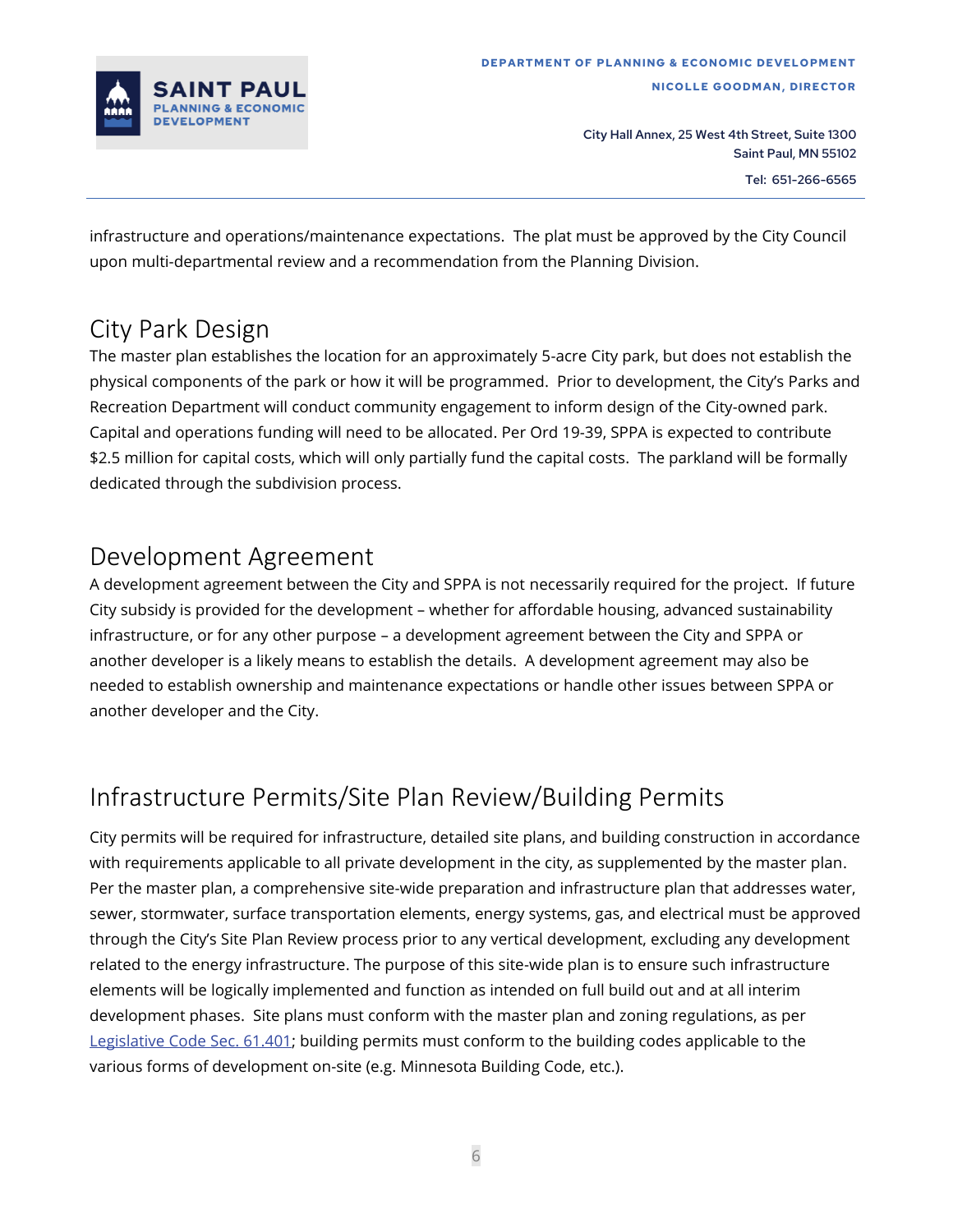infrastructure and operations/maintenance expectations. The plat must be approved by the City Council upon multi-departmental review and a recommendation from the Planning Division.

## City Park Design

The master plan establishes the location for an approximately 5-acre City park, but does not establish the physical components of the park or how it will be programmed. Prior to development, the City's Parks and Recreation Department will conduct community engagement to inform design of the City-owned park. Capital and operations funding will need to be allocated. Per Ord 19-39, SPPA is expected to contribute $2.5 million for capital costs, which will only partially fund the capital costs. The parkland will be formally dedicated through the subdivision process.

## Development Agreement

A development agreement between the City and SPPA is not necessarily required for the project. If future City subsidy is provided for the development – whether for affordable housing, advanced sustainability infrastructure, or for any other purpose – a development agreement between the City and SPPA or another developer is a likely means to establish the details. A development agreement may also be needed to establish ownership and maintenance expectations or handle other issues between SPPA or another developer and the City.

## Infrastructure Permits/Site Plan Review/Building Permits

City permits will be required for infrastructure, detailed site plans, and building construction in accordance with requirements applicable to all private development in the city, as supplemented by the master plan. Per the master plan, a comprehensive site-wide preparation and infrastructure plan that addresses water, sewer, stormwater, surface transportation elements, energy systems, gas, and electrical must be approved through the City's Site Plan Review process prior to any vertical development, excluding any development related to the energy infrastructure. The purpose of this site-wide plan is to ensure such infrastructure elements will be logically implemented and function as intended on full build out and at all interim development phases. Site plans must conform with the master plan and zoning regulations, as per Legislative Code Sec. 61.401; building permits must conform to the building codes applicable to the various forms of development on-site (e.g. Minnesota Building Code, etc.).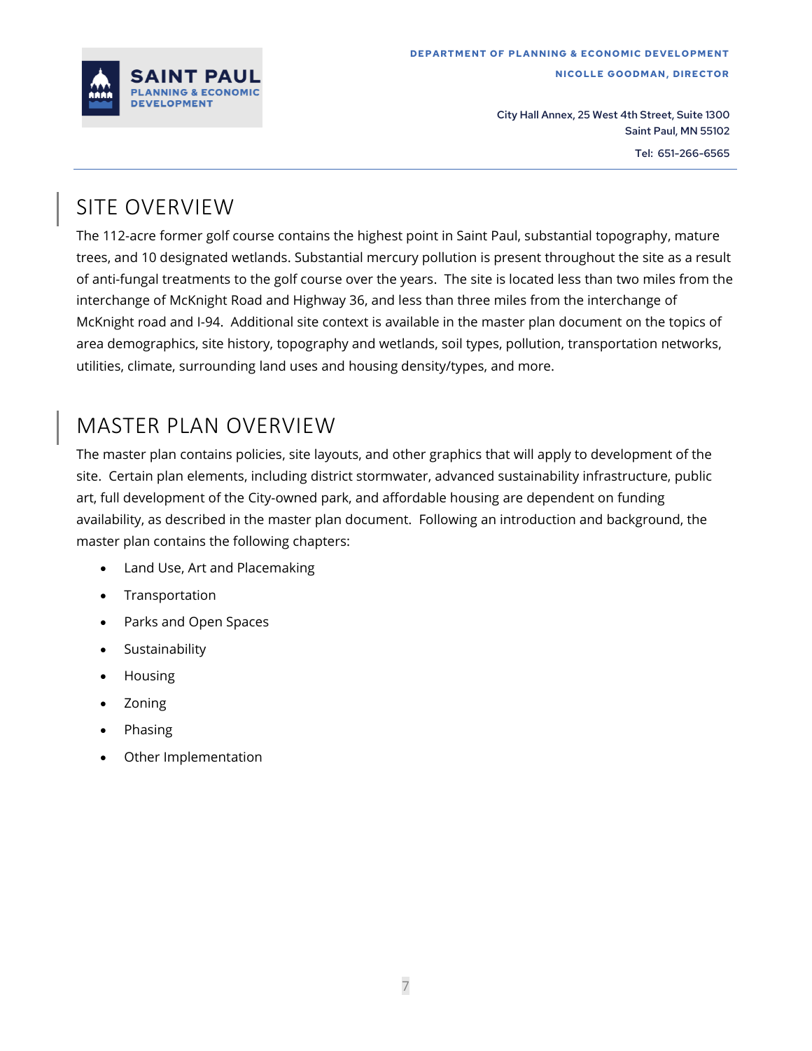## SITE OVERVIEW

The 112-acre former golf course contains the highest point in Saint Paul, substantial topography, mature trees, and 10 designated wetlands. Substantial mercury pollution is present throughout the site as a result of anti-fungal treatments to the golf course over the years. The site is located less than two miles from the interchange of McKnight Road and Highway 36, and less than three miles from the interchange of McKnight road and I-94. Additional site context is available in the master plan document on the topics of area demographics, site history, topography and wetlands, soil types, pollution, transportation networks, utilities, climate, surrounding land uses and housing density/types, and more.

## MASTER PLAN OVERVIEW

The master plan contains policies, site layouts, and other graphics that will apply to development of the site. Certain plan elements, including district stormwater, advanced sustainability infrastructure, public art, full development of the City-owned park, and affordable housing are dependent on funding availability, as described in the master plan document. Following an introduction and background, the master plan contains the following chapters:

- Land Use, Art and Placemaking
- Transportation
- Parks and Open Spaces
- Sustainability
- Housing
- Zoning
- Phasing
- Other Implementation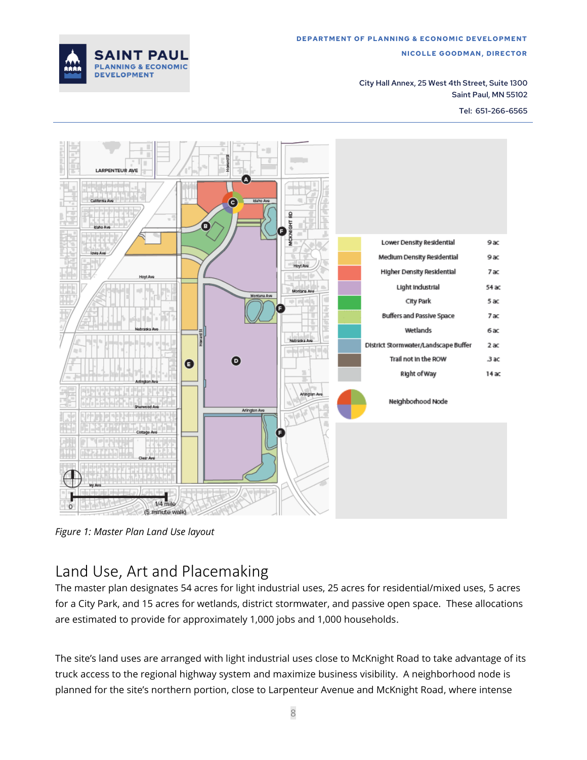| Land Use | Acres |
| --- | --- |
| Lower Density Residential | 9 ac |
| Medium Density Residential | 9 ac |
| Higher Density Residential | 7 ac |
| Light Industrial | 54 ac |
| City Park | 5 ac |
| Buffers and Passive Space | 7 ac |
| Wetlands | 6 ac |
| District Stormwater/Landscape Buffer | 2 ac |
| Trail not in the ROW | .3 ac |
| Right of Way | 14 ac |
| Neighborhood Node | |

*Figure 1: Master Plan Land Use layout*

## Land Use, Art and Placemaking

The master plan designates 54 acres for light industrial uses, 25 acres for residential/mixed uses, 5 acres for a City Park, and 15 acres for wetlands, district stormwater, and passive open space. These allocations are estimated to provide for approximately 1,000 jobs and 1,000 households.

The site's land uses are arranged with light industrial uses close to McKnight Road to take advantage of its truck access to the regional highway system and maximize business visibility. A neighborhood node is planned for the site's northern portion, close to Larpenteur Avenue and McKnight Road, where intense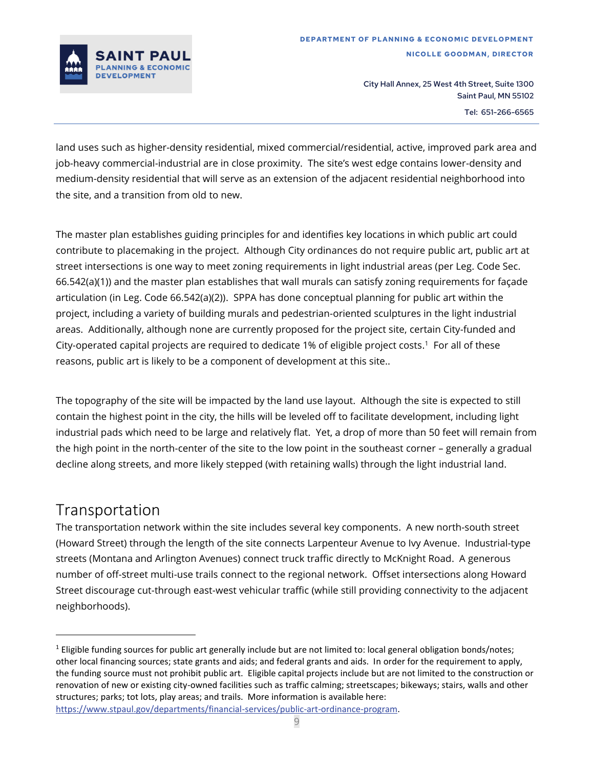land uses such as higher-density residential, mixed commercial/residential, active, improved park area and job-heavy commercial-industrial are in close proximity. The site's west edge contains lower-density and medium-density residential that will serve as an extension of the adjacent residential neighborhood into the site, and a transition from old to new.

The master plan establishes guiding principles for and identifies key locations in which public art could contribute to placemaking in the project. Although City ordinances do not require public art, public art at street intersections is one way to meet zoning requirements in light industrial areas (per Leg. Code Sec. 66.542(a)(1)) and the master plan establishes that wall murals can satisfy zoning requirements for façade articulation (in Leg. Code 66.542(a)(2)). SPPA has done conceptual planning for public art within the project, including a variety of building murals and pedestrian-oriented sculptures in the light industrial areas. Additionally, although none are currently proposed for the project site, certain City-funded and City-operated capital projects are required to dedicate 1% of eligible project costs.[1] For all of these reasons, public art is likely to be a component of development at this site..

The topography of the site will be impacted by the land use layout. Although the site is expected to still contain the highest point in the city, the hills will be leveled off to facilitate development, including light industrial pads which need to be large and relatively flat. Yet, a drop of more than 50 feet will remain from the high point in the north-center of the site to the low point in the southeast corner – generally a gradual decline along streets, and more likely stepped (with retaining walls) through the light industrial land.

## Transportation

The transportation network within the site includes several key components. A new north-south street (Howard Street) through the length of the site connects Larpenteur Avenue to Ivy Avenue. Industrial-type streets (Montana and Arlington Avenues) connect truck traffic directly to McKnight Road. A generous number of off-street multi-use trails connect to the regional network. Offset intersections along Howard Street discourage cut-through east-west vehicular traffic (while still providing connectivity to the adjacent neighborhoods).

---

[1] Eligible funding sources for public art generally include but are not limited to: local general obligation bonds/notes; other local financing sources; state grants and aids; and federal grants and aids. In order for the requirement to apply, the funding source must not prohibit public art. Eligible capital projects include but are not limited to the construction or renovation of new or existing city-owned facilities such as traffic calming; streetscapes; bikeways; stairs, walls and other structures; parks; tot lots, play areas; and trails. More information is available here: https://www.stpaul.gov/departments/financial-services/public-art-ordinance-program.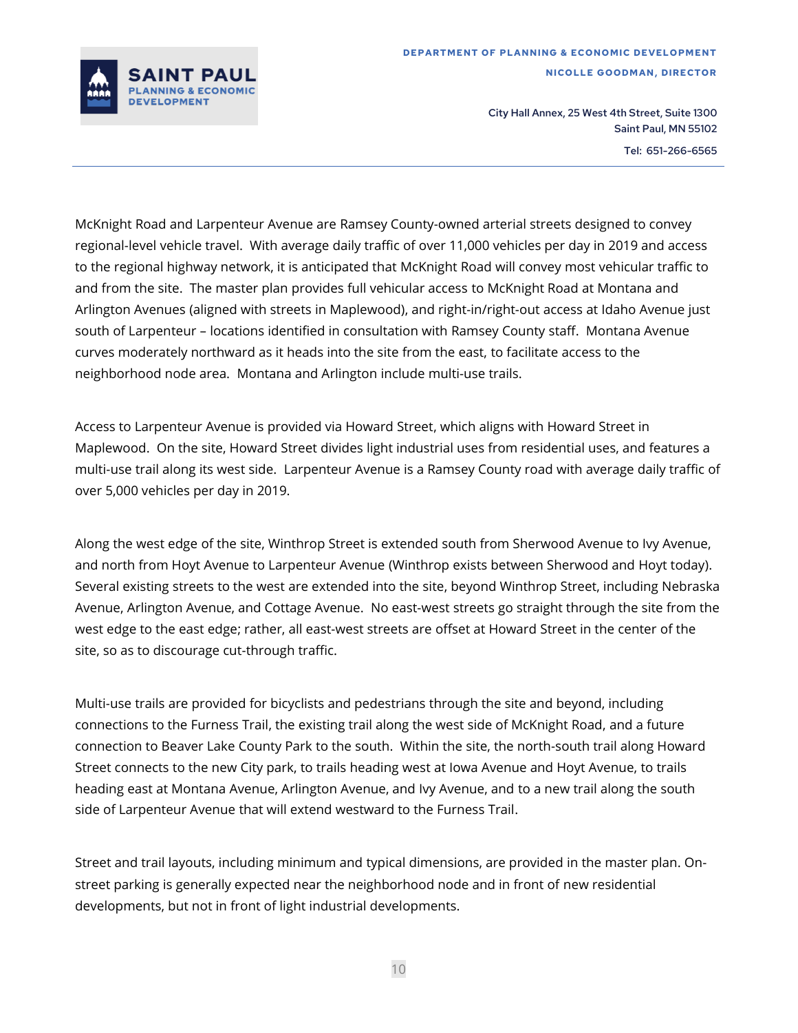McKnight Road and Larpenteur Avenue are Ramsey County-owned arterial streets designed to convey regional-level vehicle travel.  With average daily traffic of over 11,000 vehicles per day in 2019 and access to the regional highway network, it is anticipated that McKnight Road will convey most vehicular traffic to and from the site.  The master plan provides full vehicular access to McKnight Road at Montana and Arlington Avenues (aligned with streets in Maplewood), and right-in/right-out access at Idaho Avenue just south of Larpenteur – locations identified in consultation with Ramsey County staff.  Montana Avenue curves moderately northward as it heads into the site from the east, to facilitate access to the neighborhood node area.  Montana and Arlington include multi-use trails.

Access to Larpenteur Avenue is provided via Howard Street, which aligns with Howard Street in Maplewood.  On the site, Howard Street divides light industrial uses from residential uses, and features a multi-use trail along its west side.  Larpenteur Avenue is a Ramsey County road with average daily traffic of over 5,000 vehicles per day in 2019.

Along the west edge of the site, Winthrop Street is extended south from Sherwood Avenue to Ivy Avenue, and north from Hoyt Avenue to Larpenteur Avenue (Winthrop exists between Sherwood and Hoyt today).  Several existing streets to the west are extended into the site, beyond Winthrop Street, including Nebraska Avenue, Arlington Avenue, and Cottage Avenue.  No east-west streets go straight through the site from the west edge to the east edge; rather, all east-west streets are offset at Howard Street in the center of the site, so as to discourage cut-through traffic.

Multi-use trails are provided for bicyclists and pedestrians through the site and beyond, including connections to the Furness Trail, the existing trail along the west side of McKnight Road, and a future connection to Beaver Lake County Park to the south.  Within the site, the north-south trail along Howard Street connects to the new City park, to trails heading west at Iowa Avenue and Hoyt Avenue, to trails heading east at Montana Avenue, Arlington Avenue, and Ivy Avenue, and to a new trail along the south side of Larpenteur Avenue that will extend westward to the Furness Trail.

Street and trail layouts, including minimum and typical dimensions, are provided in the master plan. On-street parking is generally expected near the neighborhood node and in front of new residential developments, but not in front of light industrial developments.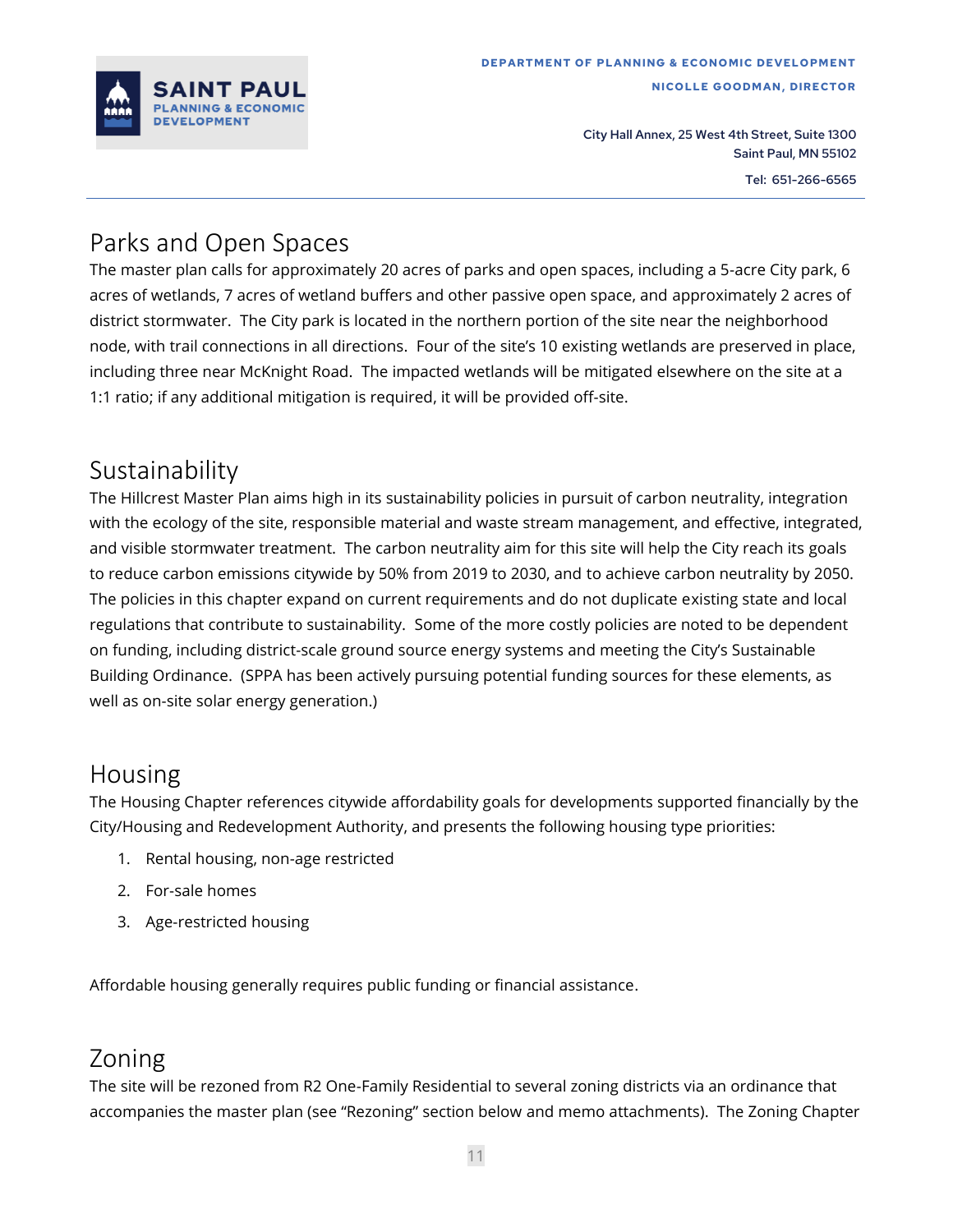## Parks and Open Spaces

The master plan calls for approximately 20 acres of parks and open spaces, including a 5-acre City park, 6 acres of wetlands, 7 acres of wetland buffers and other passive open space, and approximately 2 acres of district stormwater. The City park is located in the northern portion of the site near the neighborhood node, with trail connections in all directions. Four of the site's 10 existing wetlands are preserved in place, including three near McKnight Road. The impacted wetlands will be mitigated elsewhere on the site at a 1:1 ratio; if any additional mitigation is required, it will be provided off-site.

## Sustainability

The Hillcrest Master Plan aims high in its sustainability policies in pursuit of carbon neutrality, integration with the ecology of the site, responsible material and waste stream management, and effective, integrated, and visible stormwater treatment. The carbon neutrality aim for this site will help the City reach its goals to reduce carbon emissions citywide by 50% from 2019 to 2030, and to achieve carbon neutrality by 2050. The policies in this chapter expand on current requirements and do not duplicate existing state and local regulations that contribute to sustainability. Some of the more costly policies are noted to be dependent on funding, including district-scale ground source energy systems and meeting the City's Sustainable Building Ordinance. (SPPA has been actively pursuing potential funding sources for these elements, as well as on-site solar energy generation.)

## Housing

The Housing Chapter references citywide affordability goals for developments supported financially by the City/Housing and Redevelopment Authority, and presents the following housing type priorities:

1. Rental housing, non-age restricted
2. For-sale homes
3. Age-restricted housing

Affordable housing generally requires public funding or financial assistance.

## Zoning

The site will be rezoned from R2 One-Family Residential to several zoning districts via an ordinance that accompanies the master plan (see "Rezoning" section below and memo attachments). The Zoning Chapter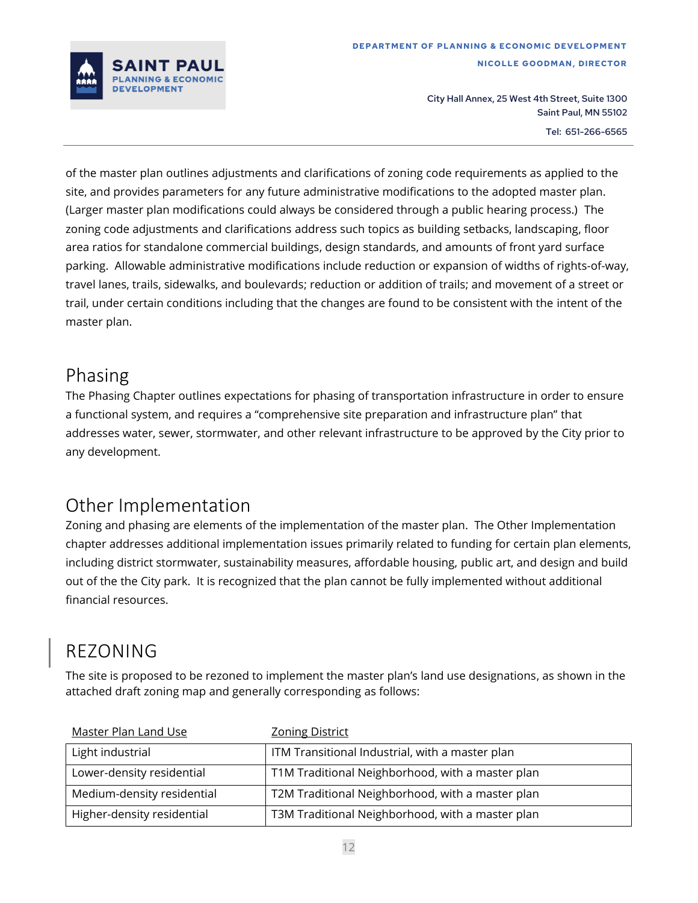of the master plan outlines adjustments and clarifications of zoning code requirements as applied to the site, and provides parameters for any future administrative modifications to the adopted master plan. (Larger master plan modifications could always be considered through a public hearing process.) The zoning code adjustments and clarifications address such topics as building setbacks, landscaping, floor area ratios for standalone commercial buildings, design standards, and amounts of front yard surface parking. Allowable administrative modifications include reduction or expansion of widths of rights-of-way, travel lanes, trails, sidewalks, and boulevards; reduction or addition of trails; and movement of a street or trail, under certain conditions including that the changes are found to be consistent with the intent of the master plan.

## Phasing

The Phasing Chapter outlines expectations for phasing of transportation infrastructure in order to ensure a functional system, and requires a "comprehensive site preparation and infrastructure plan" that addresses water, sewer, stormwater, and other relevant infrastructure to be approved by the City prior to any development.

## Other Implementation

Zoning and phasing are elements of the implementation of the master plan. The Other Implementation chapter addresses additional implementation issues primarily related to funding for certain plan elements, including district stormwater, sustainability measures, affordable housing, public art, and design and build out of the the City park. It is recognized that the plan cannot be fully implemented without additional financial resources.

# REZONING

The site is proposed to be rezoned to implement the master plan's land use designations, as shown in the attached draft zoning map and generally corresponding as follows:

| Master Plan Land Use | Zoning District |
|---|---|
| Light industrial | ITM Transitional Industrial, with a master plan |
| Lower-density residential | T1M Traditional Neighborhood, with a master plan |
| Medium-density residential | T2M Traditional Neighborhood, with a master plan |
| Higher-density residential | T3M Traditional Neighborhood, with a master plan |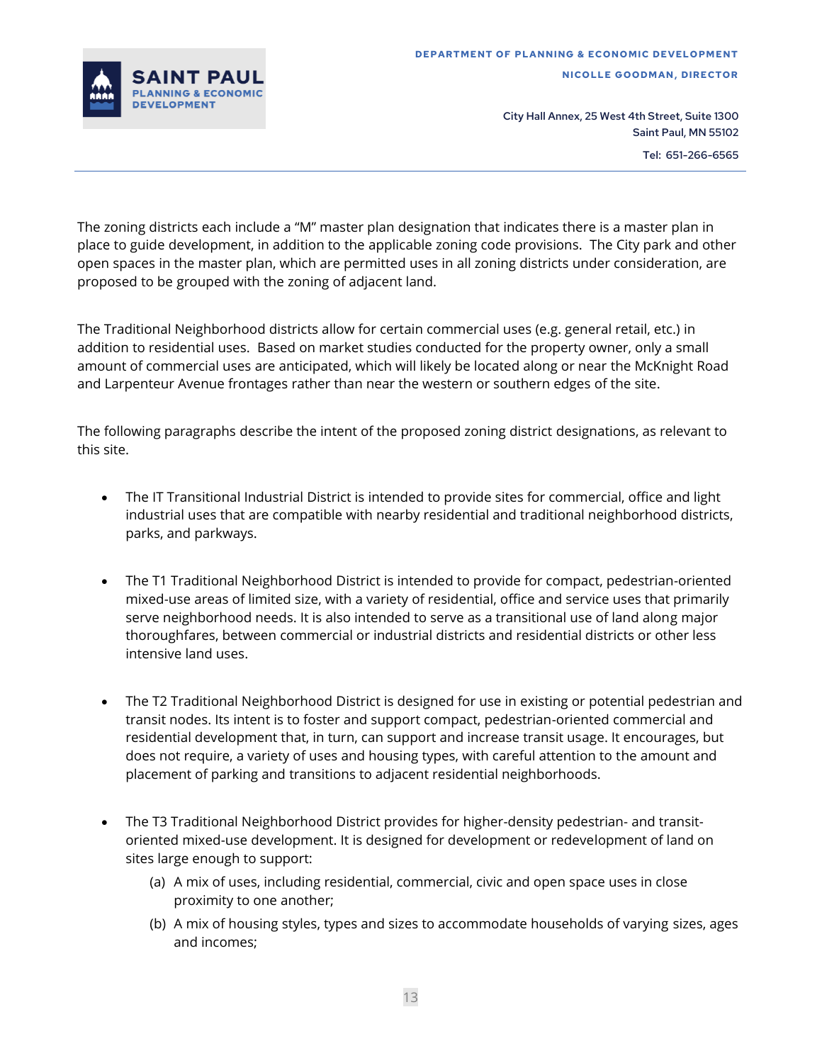The zoning districts each include a "M" master plan designation that indicates there is a master plan in place to guide development, in addition to the applicable zoning code provisions. The City park and other open spaces in the master plan, which are permitted uses in all zoning districts under consideration, are proposed to be grouped with the zoning of adjacent land.

The Traditional Neighborhood districts allow for certain commercial uses (e.g. general retail, etc.) in addition to residential uses. Based on market studies conducted for the property owner, only a small amount of commercial uses are anticipated, which will likely be located along or near the McKnight Road and Larpenteur Avenue frontages rather than near the western or southern edges of the site.

The following paragraphs describe the intent of the proposed zoning district designations, as relevant to this site.

- The IT Transitional Industrial District is intended to provide sites for commercial, office and light industrial uses that are compatible with nearby residential and traditional neighborhood districts, parks, and parkways.

- The T1 Traditional Neighborhood District is intended to provide for compact, pedestrian-oriented mixed-use areas of limited size, with a variety of residential, office and service uses that primarily serve neighborhood needs. It is also intended to serve as a transitional use of land along major thoroughfares, between commercial or industrial districts and residential districts or other less intensive land uses.

- The T2 Traditional Neighborhood District is designed for use in existing or potential pedestrian and transit nodes. Its intent is to foster and support compact, pedestrian-oriented commercial and residential development that, in turn, can support and increase transit usage. It encourages, but does not require, a variety of uses and housing types, with careful attention to the amount and placement of parking and transitions to adjacent residential neighborhoods.

- The T3 Traditional Neighborhood District provides for higher-density pedestrian- and transit-oriented mixed-use development. It is designed for development or redevelopment of land on sites large enough to support:
    (a) A mix of uses, including residential, commercial, civic and open space uses in close proximity to one another;
    (b) A mix of housing styles, types and sizes to accommodate households of varying sizes, ages and incomes;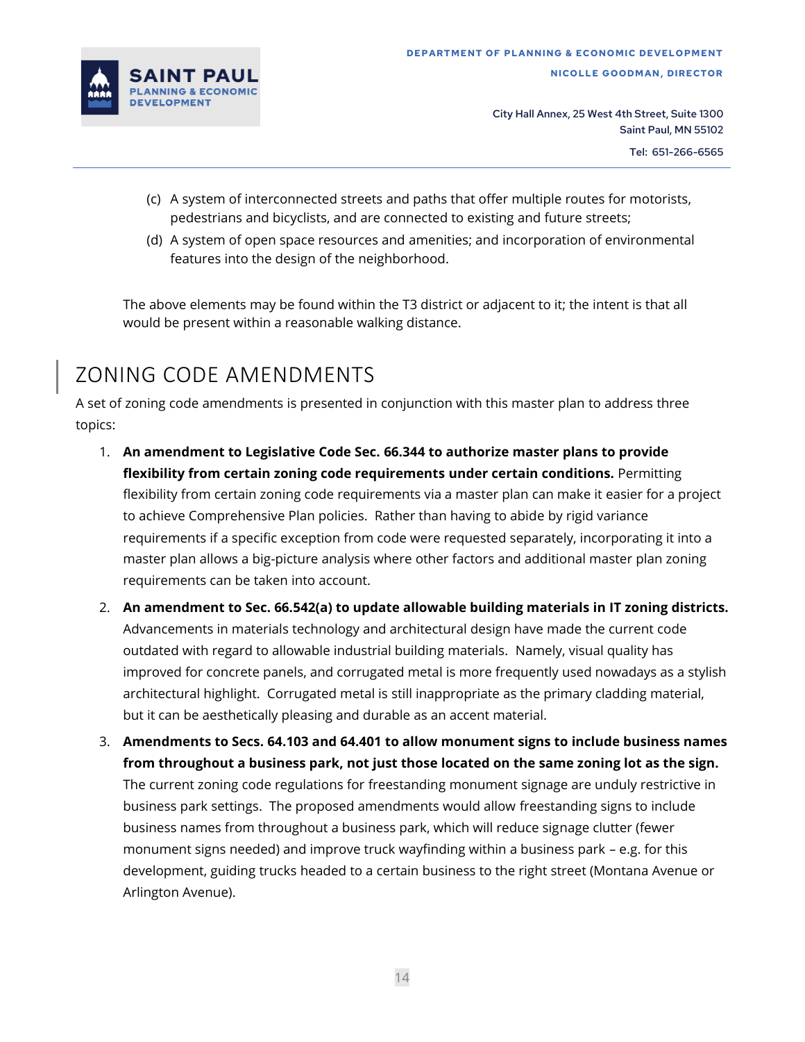(c) A system of interconnected streets and paths that offer multiple routes for motorists, pedestrians and bicyclists, and are connected to existing and future streets;

(d) A system of open space resources and amenities; and incorporation of environmental features into the design of the neighborhood.

The above elements may be found within the T3 district or adjacent to it; the intent is that all would be present within a reasonable walking distance.

## ZONING CODE AMENDMENTS

A set of zoning code amendments is presented in conjunction with this master plan to address three topics:

1. **An amendment to Legislative Code Sec. 66.344 to authorize master plans to provide flexibility from certain zoning code requirements under certain conditions.** Permitting flexibility from certain zoning code requirements via a master plan can make it easier for a project to achieve Comprehensive Plan policies. Rather than having to abide by rigid variance requirements if a specific exception from code were requested separately, incorporating it into a master plan allows a big-picture analysis where other factors and additional master plan zoning requirements can be taken into account.
2. **An amendment to Sec. 66.542(a) to update allowable building materials in IT zoning districts.** Advancements in materials technology and architectural design have made the current code outdated with regard to allowable industrial building materials. Namely, visual quality has improved for concrete panels, and corrugated metal is more frequently used nowadays as a stylish architectural highlight. Corrugated metal is still inappropriate as the primary cladding material, but it can be aesthetically pleasing and durable as an accent material.
3. **Amendments to Secs. 64.103 and 64.401 to allow monument signs to include business names from throughout a business park, not just those located on the same zoning lot as the sign.** The current zoning code regulations for freestanding monument signage are unduly restrictive in business park settings. The proposed amendments would allow freestanding signs to include business names from throughout a business park, which will reduce signage clutter (fewer monument signs needed) and improve truck wayfinding within a business park – e.g. for this development, guiding trucks headed to a certain business to the right street (Montana Avenue or Arlington Avenue).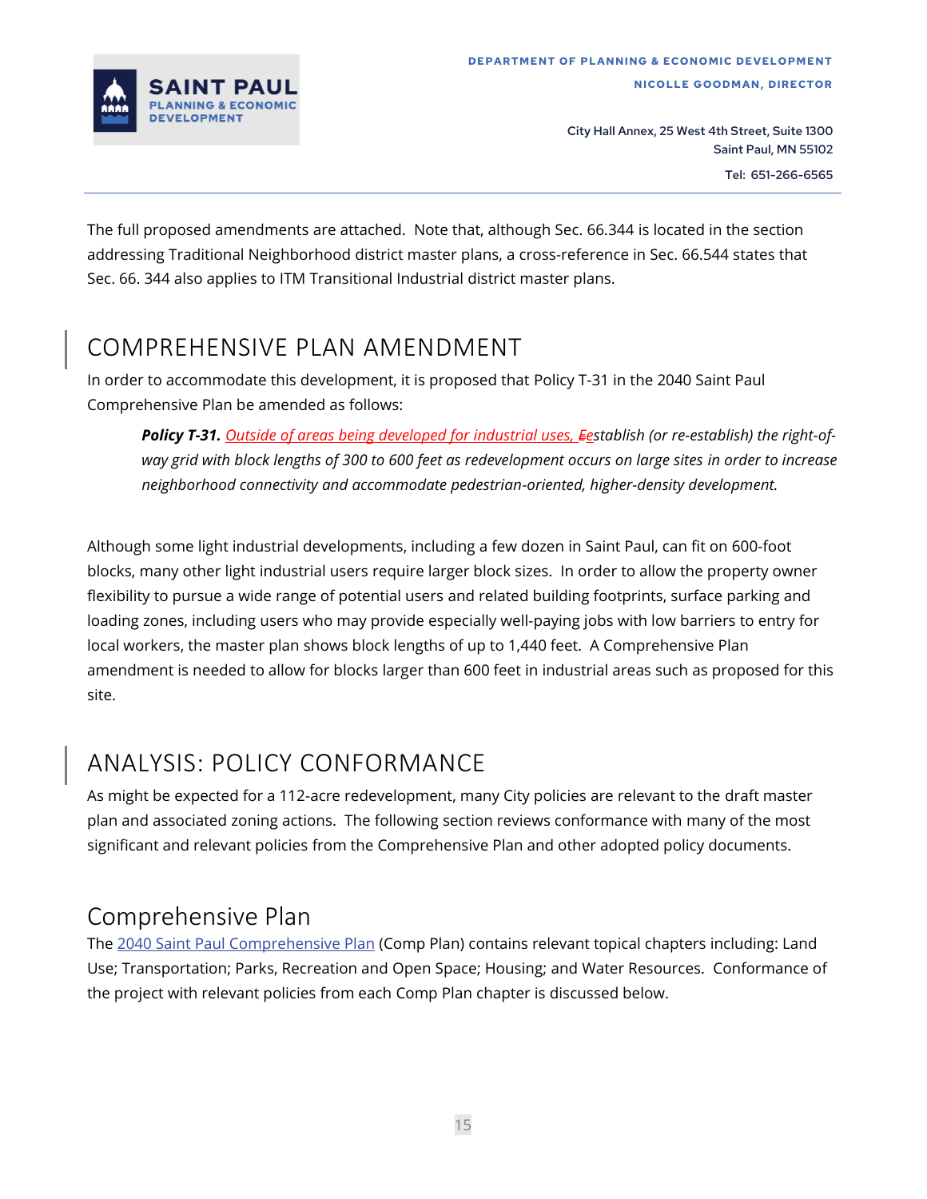The full proposed amendments are attached. Note that, although Sec. 66.344 is located in the section addressing Traditional Neighborhood district master plans, a cross-reference in Sec. 66.544 states that Sec. 66. 344 also applies to ITM Transitional Industrial district master plans.

## COMPREHENSIVE PLAN AMENDMENT

In order to accommodate this development, it is proposed that Policy T-31 in the 2040 Saint Paul Comprehensive Plan be amended as follows:

> ***Policy T-31.*** *Outside of areas being developed for industrial uses, ~~E~~establish (or re-establish) the right-of-way grid with block lengths of 300 to 600 feet as redevelopment occurs on large sites in order to increase neighborhood connectivity and accommodate pedestrian-oriented, higher-density development.*

Although some light industrial developments, including a few dozen in Saint Paul, can fit on 600-foot blocks, many other light industrial users require larger block sizes. In order to allow the property owner flexibility to pursue a wide range of potential users and related building footprints, surface parking and loading zones, including users who may provide especially well-paying jobs with low barriers to entry for local workers, the master plan shows block lengths of up to 1,440 feet. A Comprehensive Plan amendment is needed to allow for blocks larger than 600 feet in industrial areas such as proposed for this site.

## ANALYSIS: POLICY CONFORMANCE

As might be expected for a 112-acre redevelopment, many City policies are relevant to the draft master plan and associated zoning actions. The following section reviews conformance with many of the most significant and relevant policies from the Comprehensive Plan and other adopted policy documents.

### Comprehensive Plan

The 2040 Saint Paul Comprehensive Plan (Comp Plan) contains relevant topical chapters including: Land Use; Transportation; Parks, Recreation and Open Space; Housing; and Water Resources. Conformance of the project with relevant policies from each Comp Plan chapter is discussed below.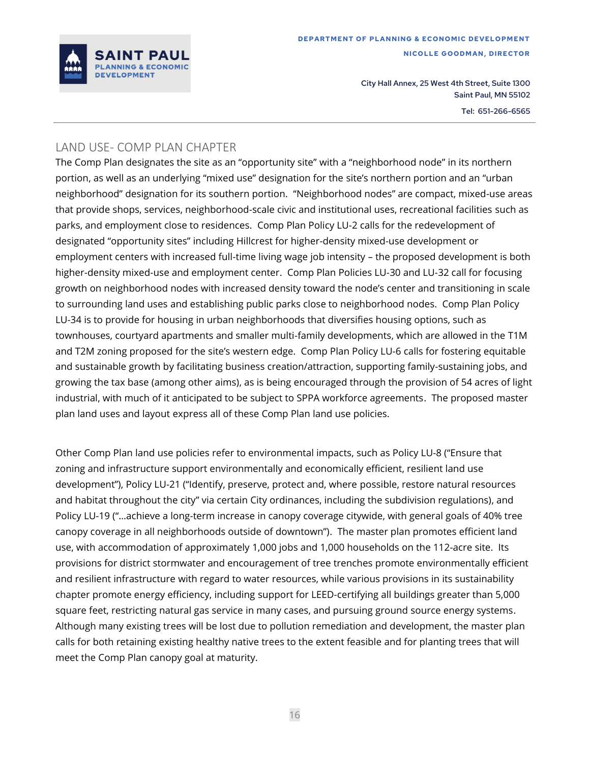## LAND USE- COMP PLAN CHAPTER

The Comp Plan designates the site as an "opportunity site" with a "neighborhood node" in its northern portion, as well as an underlying "mixed use" designation for the site's northern portion and an "urban neighborhood" designation for its southern portion. "Neighborhood nodes" are compact, mixed-use areas that provide shops, services, neighborhood-scale civic and institutional uses, recreational facilities such as parks, and employment close to residences. Comp Plan Policy LU-2 calls for the redevelopment of designated "opportunity sites" including Hillcrest for higher-density mixed-use development or employment centers with increased full-time living wage job intensity – the proposed development is both higher-density mixed-use and employment center. Comp Plan Policies LU-30 and LU-32 call for focusing growth on neighborhood nodes with increased density toward the node's center and transitioning in scale to surrounding land uses and establishing public parks close to neighborhood nodes. Comp Plan Policy LU-34 is to provide for housing in urban neighborhoods that diversifies housing options, such as townhouses, courtyard apartments and smaller multi-family developments, which are allowed in the T1M and T2M zoning proposed for the site's western edge. Comp Plan Policy LU-6 calls for fostering equitable and sustainable growth by facilitating business creation/attraction, supporting family-sustaining jobs, and growing the tax base (among other aims), as is being encouraged through the provision of 54 acres of light industrial, with much of it anticipated to be subject to SPPA workforce agreements. The proposed master plan land uses and layout express all of these Comp Plan land use policies.

Other Comp Plan land use policies refer to environmental impacts, such as Policy LU-8 ("Ensure that zoning and infrastructure support environmentally and economically efficient, resilient land use development"), Policy LU-21 ("Identify, preserve, protect and, where possible, restore natural resources and habitat throughout the city" via certain City ordinances, including the subdivision regulations), and Policy LU-19 ("…achieve a long-term increase in canopy coverage citywide, with general goals of 40% tree canopy coverage in all neighborhoods outside of downtown"). The master plan promotes efficient land use, with accommodation of approximately 1,000 jobs and 1,000 households on the 112-acre site. Its provisions for district stormwater and encouragement of tree trenches promote environmentally efficient and resilient infrastructure with regard to water resources, while various provisions in its sustainability chapter promote energy efficiency, including support for LEED-certifying all buildings greater than 5,000 square feet, restricting natural gas service in many cases, and pursuing ground source energy systems. Although many existing trees will be lost due to pollution remediation and development, the master plan calls for both retaining existing healthy native trees to the extent feasible and for planting trees that will meet the Comp Plan canopy goal at maturity.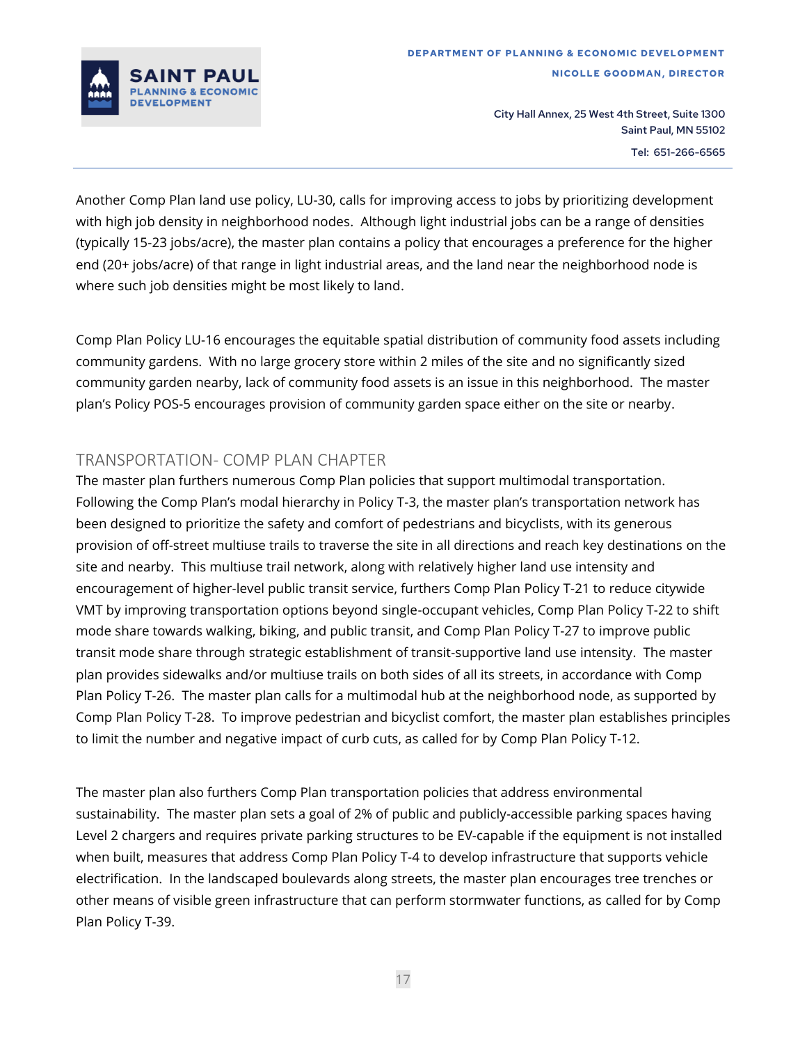Another Comp Plan land use policy, LU-30, calls for improving access to jobs by prioritizing development with high job density in neighborhood nodes. Although light industrial jobs can be a range of densities (typically 15-23 jobs/acre), the master plan contains a policy that encourages a preference for the higher end (20+ jobs/acre) of that range in light industrial areas, and the land near the neighborhood node is where such job densities might be most likely to land.

Comp Plan Policy LU-16 encourages the equitable spatial distribution of community food assets including community gardens. With no large grocery store within 2 miles of the site and no significantly sized community garden nearby, lack of community food assets is an issue in this neighborhood. The master plan's Policy POS-5 encourages provision of community garden space either on the site or nearby.

## TRANSPORTATION- COMP PLAN CHAPTER

The master plan furthers numerous Comp Plan policies that support multimodal transportation. Following the Comp Plan's modal hierarchy in Policy T-3, the master plan's transportation network has been designed to prioritize the safety and comfort of pedestrians and bicyclists, with its generous provision of off-street multiuse trails to traverse the site in all directions and reach key destinations on the site and nearby. This multiuse trail network, along with relatively higher land use intensity and encouragement of higher-level public transit service, furthers Comp Plan Policy T-21 to reduce citywide VMT by improving transportation options beyond single-occupant vehicles, Comp Plan Policy T-22 to shift mode share towards walking, biking, and public transit, and Comp Plan Policy T-27 to improve public transit mode share through strategic establishment of transit-supportive land use intensity. The master plan provides sidewalks and/or multiuse trails on both sides of all its streets, in accordance with Comp Plan Policy T-26. The master plan calls for a multimodal hub at the neighborhood node, as supported by Comp Plan Policy T-28. To improve pedestrian and bicyclist comfort, the master plan establishes principles to limit the number and negative impact of curb cuts, as called for by Comp Plan Policy T-12.

The master plan also furthers Comp Plan transportation policies that address environmental sustainability. The master plan sets a goal of 2% of public and publicly-accessible parking spaces having Level 2 chargers and requires private parking structures to be EV-capable if the equipment is not installed when built, measures that address Comp Plan Policy T-4 to develop infrastructure that supports vehicle electrification. In the landscaped boulevards along streets, the master plan encourages tree trenches or other means of visible green infrastructure that can perform stormwater functions, as called for by Comp Plan Policy T-39.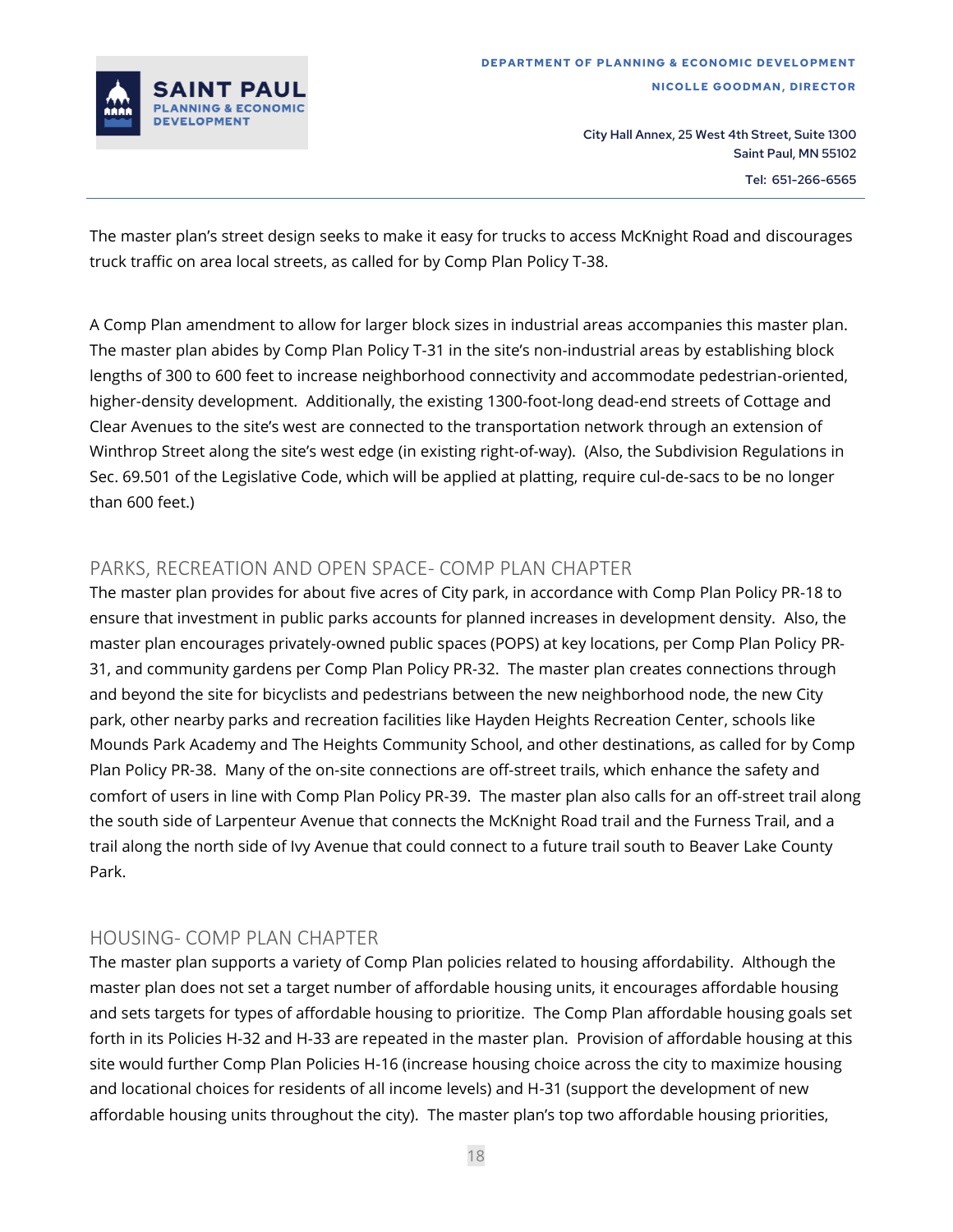The master plan's street design seeks to make it easy for trucks to access McKnight Road and discourages truck traffic on area local streets, as called for by Comp Plan Policy T-38.

A Comp Plan amendment to allow for larger block sizes in industrial areas accompanies this master plan. The master plan abides by Comp Plan Policy T-31 in the site's non-industrial areas by establishing block lengths of 300 to 600 feet to increase neighborhood connectivity and accommodate pedestrian-oriented, higher-density development. Additionally, the existing 1300-foot-long dead-end streets of Cottage and Clear Avenues to the site's west are connected to the transportation network through an extension of Winthrop Street along the site's west edge (in existing right-of-way). (Also, the Subdivision Regulations in Sec. 69.501 of the Legislative Code, which will be applied at platting, require cul-de-sacs to be no longer than 600 feet.)

## PARKS, RECREATION AND OPEN SPACE- COMP PLAN CHAPTER

The master plan provides for about five acres of City park, in accordance with Comp Plan Policy PR-18 to ensure that investment in public parks accounts for planned increases in development density. Also, the master plan encourages privately-owned public spaces (POPS) at key locations, per Comp Plan Policy PR-31, and community gardens per Comp Plan Policy PR-32. The master plan creates connections through and beyond the site for bicyclists and pedestrians between the new neighborhood node, the new City park, other nearby parks and recreation facilities like Hayden Heights Recreation Center, schools like Mounds Park Academy and The Heights Community School, and other destinations, as called for by Comp Plan Policy PR-38. Many of the on-site connections are off-street trails, which enhance the safety and comfort of users in line with Comp Plan Policy PR-39. The master plan also calls for an off-street trail along the south side of Larpenteur Avenue that connects the McKnight Road trail and the Furness Trail, and a trail along the north side of Ivy Avenue that could connect to a future trail south to Beaver Lake County Park.

## HOUSING- COMP PLAN CHAPTER

The master plan supports a variety of Comp Plan policies related to housing affordability. Although the master plan does not set a target number of affordable housing units, it encourages affordable housing and sets targets for types of affordable housing to prioritize. The Comp Plan affordable housing goals set forth in its Policies H-32 and H-33 are repeated in the master plan. Provision of affordable housing at this site would further Comp Plan Policies H-16 (increase housing choice across the city to maximize housing and locational choices for residents of all income levels) and H-31 (support the development of new affordable housing units throughout the city). The master plan's top two affordable housing priorities,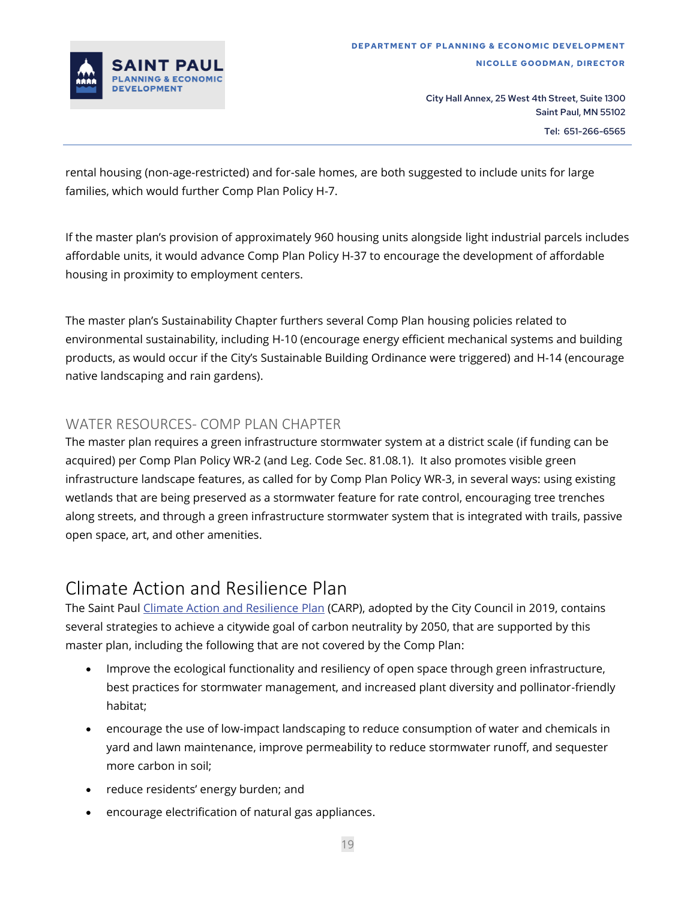rental housing (non-age-restricted) and for-sale homes, are both suggested to include units for large families, which would further Comp Plan Policy H-7.

If the master plan's provision of approximately 960 housing units alongside light industrial parcels includes affordable units, it would advance Comp Plan Policy H-37 to encourage the development of affordable housing in proximity to employment centers.

The master plan's Sustainability Chapter furthers several Comp Plan housing policies related to environmental sustainability, including H-10 (encourage energy efficient mechanical systems and building products, as would occur if the City's Sustainable Building Ordinance were triggered) and H-14 (encourage native landscaping and rain gardens).

### WATER RESOURCES- COMP PLAN CHAPTER

The master plan requires a green infrastructure stormwater system at a district scale (if funding can be acquired) per Comp Plan Policy WR-2 (and Leg. Code Sec. 81.08.1). It also promotes visible green infrastructure landscape features, as called for by Comp Plan Policy WR-3, in several ways: using existing wetlands that are being preserved as a stormwater feature for rate control, encouraging tree trenches along streets, and through a green infrastructure stormwater system that is integrated with trails, passive open space, art, and other amenities.

## Climate Action and Resilience Plan

The Saint Paul Climate Action and Resilience Plan (CARP), adopted by the City Council in 2019, contains several strategies to achieve a citywide goal of carbon neutrality by 2050, that are supported by this master plan, including the following that are not covered by the Comp Plan:

- Improve the ecological functionality and resiliency of open space through green infrastructure, best practices for stormwater management, and increased plant diversity and pollinator-friendly habitat;
- encourage the use of low-impact landscaping to reduce consumption of water and chemicals in yard and lawn maintenance, improve permeability to reduce stormwater runoff, and sequester more carbon in soil;
- reduce residents' energy burden; and
- encourage electrification of natural gas appliances.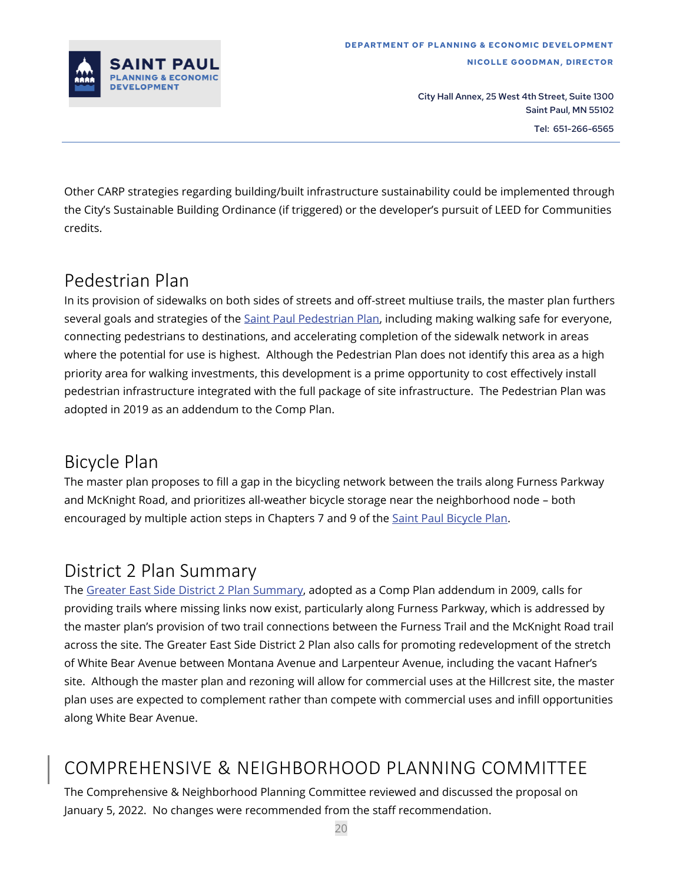Other CARP strategies regarding building/built infrastructure sustainability could be implemented through the City's Sustainable Building Ordinance (if triggered) or the developer's pursuit of LEED for Communities credits.

## Pedestrian Plan

In its provision of sidewalks on both sides of streets and off-street multiuse trails, the master plan furthers several goals and strategies of the Saint Paul Pedestrian Plan, including making walking safe for everyone, connecting pedestrians to destinations, and accelerating completion of the sidewalk network in areas where the potential for use is highest. Although the Pedestrian Plan does not identify this area as a high priority area for walking investments, this development is a prime opportunity to cost effectively install pedestrian infrastructure integrated with the full package of site infrastructure. The Pedestrian Plan was adopted in 2019 as an addendum to the Comp Plan.

## Bicycle Plan

The master plan proposes to fill a gap in the bicycling network between the trails along Furness Parkway and McKnight Road, and prioritizes all-weather bicycle storage near the neighborhood node – both encouraged by multiple action steps in Chapters 7 and 9 of the Saint Paul Bicycle Plan.

## District 2 Plan Summary

The Greater East Side District 2 Plan Summary, adopted as a Comp Plan addendum in 2009, calls for providing trails where missing links now exist, particularly along Furness Parkway, which is addressed by the master plan's provision of two trail connections between the Furness Trail and the McKnight Road trail across the site. The Greater East Side District 2 Plan also calls for promoting redevelopment of the stretch of White Bear Avenue between Montana Avenue and Larpenteur Avenue, including the vacant Hafner's site. Although the master plan and rezoning will allow for commercial uses at the Hillcrest site, the master plan uses are expected to complement rather than compete with commercial uses and infill opportunities along White Bear Avenue.

# COMPREHENSIVE & NEIGHBORHOOD PLANNING COMMITTEE

The Comprehensive & Neighborhood Planning Committee reviewed and discussed the proposal on January 5, 2022. No changes were recommended from the staff recommendation.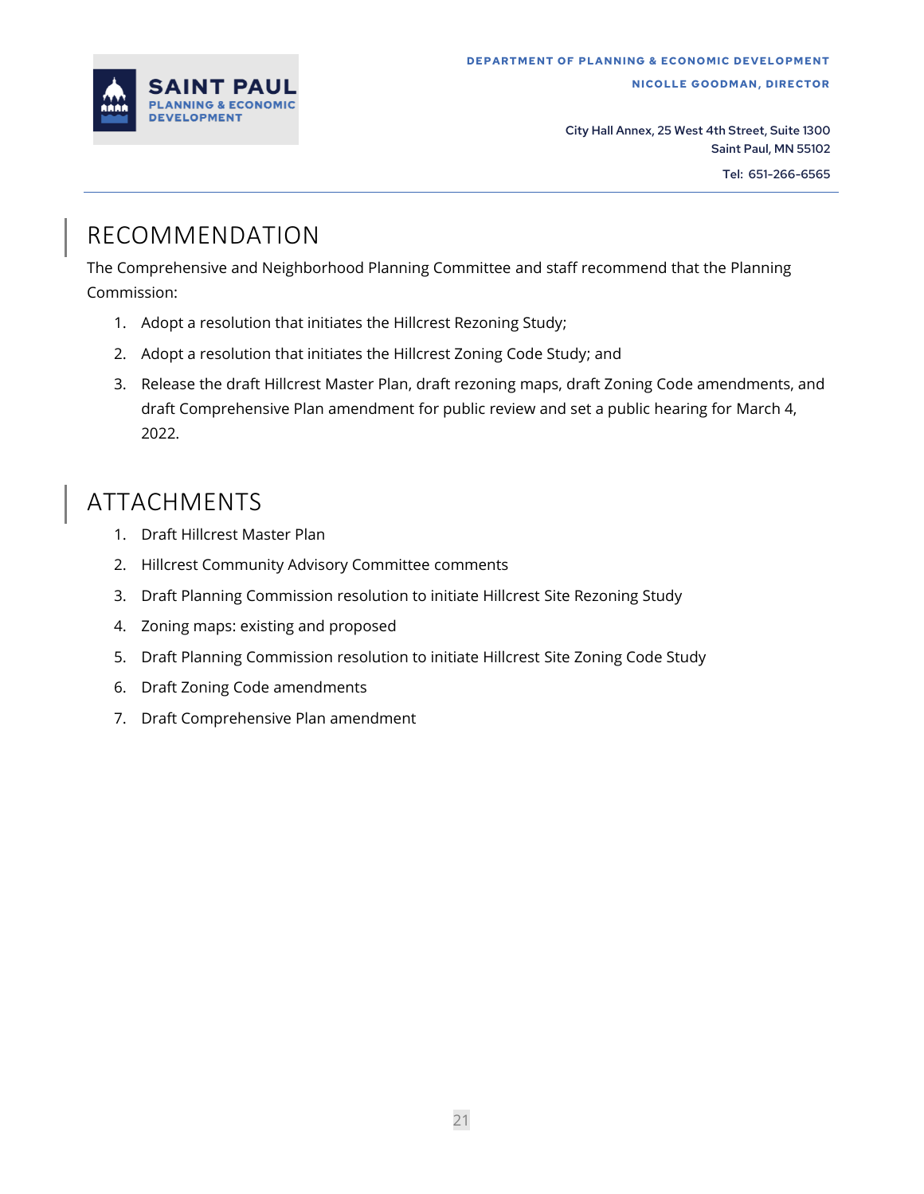DEPARTMENT OF PLANNING & ECONOMIC DEVELOPMENT

NICOLLE GOODMAN, DIRECTOR

City Hall Annex, 25 West 4th Street, Suite 1300
Saint Paul, MN 55102

Tel: 651-266-6565

# RECOMMENDATION

The Comprehensive and Neighborhood Planning Committee and staff recommend that the Planning Commission:

1. Adopt a resolution that initiates the Hillcrest Rezoning Study;
2. Adopt a resolution that initiates the Hillcrest Zoning Code Study; and
3. Release the draft Hillcrest Master Plan, draft rezoning maps, draft Zoning Code amendments, and draft Comprehensive Plan amendment for public review and set a public hearing for March 4, 2022.

# ATTACHMENTS

1. Draft Hillcrest Master Plan
2. Hillcrest Community Advisory Committee comments
3. Draft Planning Commission resolution to initiate Hillcrest Site Rezoning Study
4. Zoning maps: existing and proposed
5. Draft Planning Commission resolution to initiate Hillcrest Site Zoning Code Study
6. Draft Zoning Code amendments
7. Draft Comprehensive Plan amendment